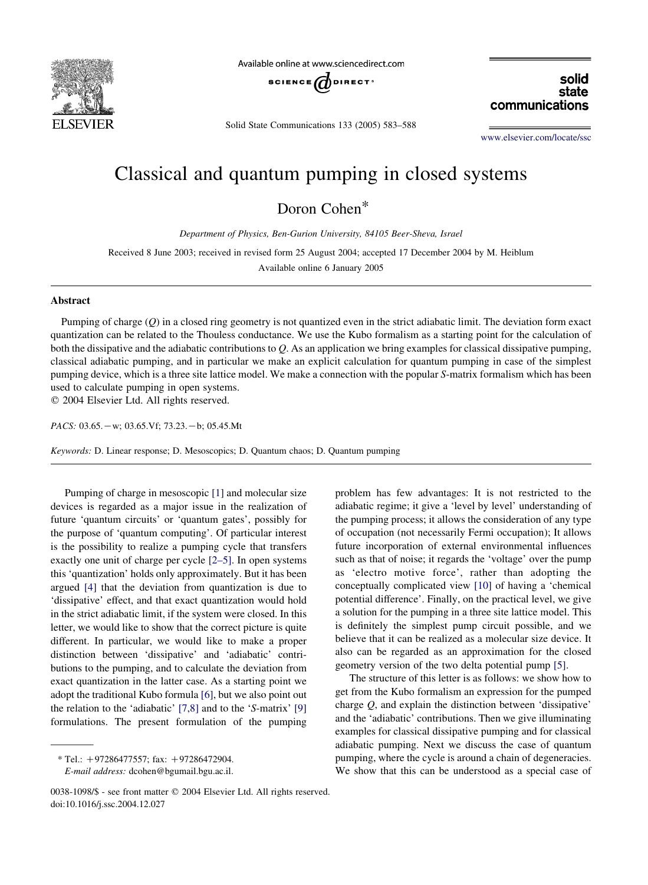# Classical and quantum pumping in closed systems

Doron Cohen*

*Department of Physics, Ben-Gurion University, 84105 Beer-Sheva, Israel*

Received 8 June 2003; received in revised form 25 August 2004; accepted 17 December 2004 by M. Heiblum

Available online 6 January 2005

## Abstract

Pumping of charge ($Q$) in a closed ring geometry is not quantized even in the strict adiabatic limit. The deviation form exact quantization can be related to the Thouless conductance. We use the Kubo formalism as a starting point for the calculation of both the dissipative and the adiabatic contributions to $Q$. As an application we bring examples for classical dissipative pumping, classical adiabatic pumping, and in particular we make an explicit calculation for quantum pumping in case of the simplest pumping device, which is a three site lattice model. We make a connection with the popular $S$-matrix formalism which has been used to calculate pumping in open systems.

© 2004 Elsevier Ltd. All rights reserved.

*PACS:* 03.65.−w; 03.65.Vf; 73.23.−b; 05.45.Mt

*Keywords:* D. Linear response; D. Mesoscopics; D. Quantum chaos; D. Quantum pumping

Pumping of charge in mesoscopic [1] and molecular size devices is regarded as a major issue in the realization of future 'quantum circuits' or 'quantum gates', possibly for the purpose of 'quantum computing'. Of particular interest is the possibility to realize a pumping cycle that transfers exactly one unit of charge per cycle [2–5]. In open systems this 'quantization' holds only approximately. But it has been argued [4] that the deviation from quantization is due to 'dissipative' effect, and that exact quantization would hold in the strict adiabatic limit, if the system were closed. In this letter, we would like to show that the correct picture is quite different. In particular, we would like to make a proper distinction between 'dissipative' and 'adiabatic' contributions to the pumping, and to calculate the deviation from exact quantization in the latter case. As a starting point we adopt the traditional Kubo formula [6], but we also point out the relation to the 'adiabatic' [7,8] and to the '$S$-matrix' [9] formulations. The present formulation of the pumping problem has few advantages: It is not restricted to the adiabatic regime; it give a 'level by level' understanding of the pumping process; it allows the consideration of any type of occupation (not necessarily Fermi occupation); It allows future incorporation of external environmental influences such as that of noise; it regards the 'voltage' over the pump as 'electro motive force', rather than adopting the conceptually complicated view [10] of having a 'chemical potential difference'. Finally, on the practical level, we give a solution for the pumping in a three site lattice model. This is definitely the simplest pump circuit possible, and we believe that it can be realized as a molecular size device. It also can be regarded as an approximation for the closed geometry version of the two delta potential pump [5].

The structure of this letter is as follows: we show how to get from the Kubo formalism an expression for the pumped charge $Q$, and explain the distinction between 'dissipative' and the 'adiabatic' contributions. Then we give illuminating examples for classical dissipative pumping and for classical adiabatic pumping. Next we discuss the case of quantum pumping, where the cycle is around a chain of degeneracies. We show that this can be understood as a special case of

---

* Tel.: +97286477557; fax: +97286472904.
*E-mail address:* dcohen@bgumail.bgu.ac.il.

0038-1098/$ - see front matter © 2004 Elsevier Ltd. All rights reserved.
doi:10.1016/j.ssc.2004.12.027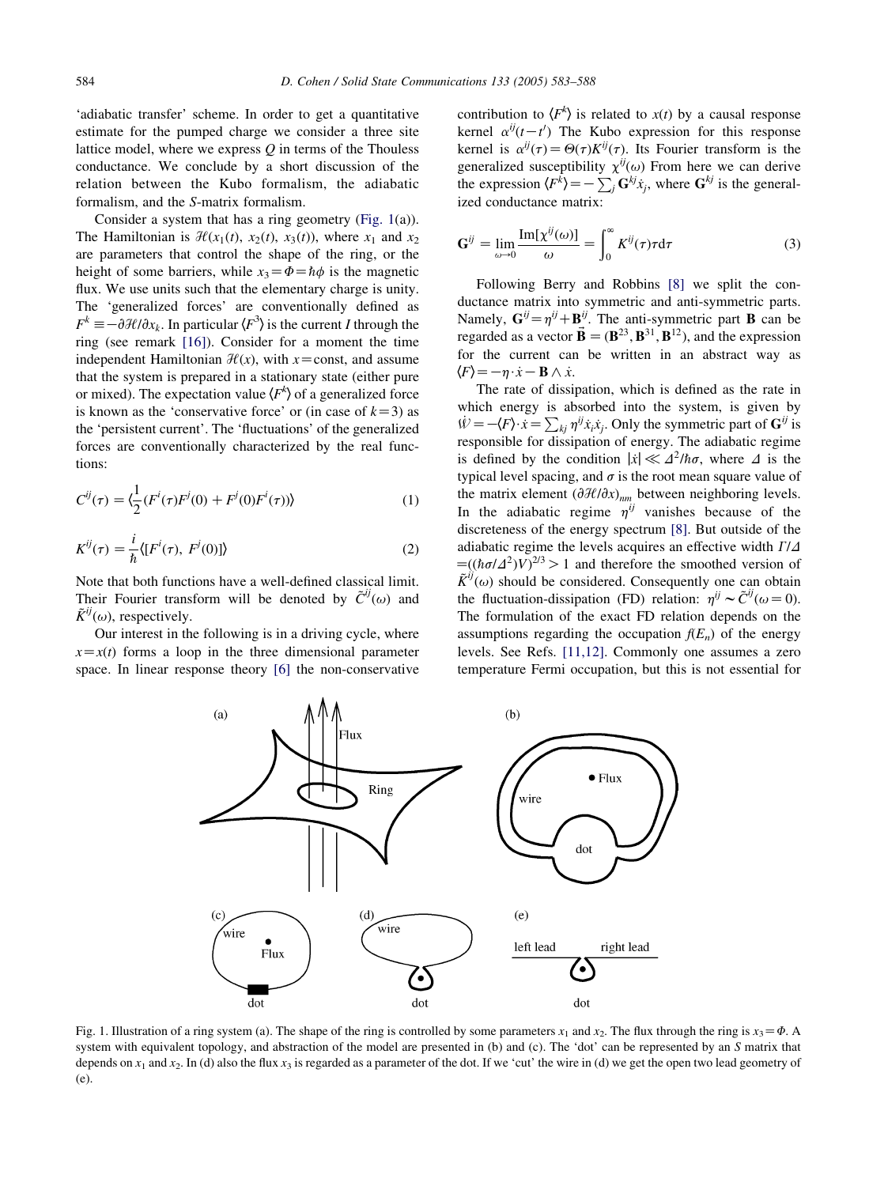'adiabatic transfer' scheme. In order to get a quantitative estimate for the pumped charge we consider a three site lattice model, where we express $Q$ in terms of the Thouless conductance. We conclude by a short discussion of the relation between the Kubo formalism, the adiabatic formalism, and the $S$-matrix formalism.

Consider a system that has a ring geometry (Fig. 1(a)). The Hamiltonian is $\mathcal{H}(x_1(t), x_2(t), x_3(t))$, where $x_1$ and $x_2$ are parameters that control the shape of the ring, or the height of some barriers, while $x_3 = \Phi = \hbar\phi$ is the magnetic flux. We use units such that the elementary charge is unity. The 'generalized forces' are conventionally defined as $F^k \equiv -\partial\mathcal{H}/\partial x_k$. In particular $\langle F^3 \rangle$ is the current $I$ through the ring (see remark [16]). Consider for a moment the time independent Hamiltonian $\mathcal{H}(x)$, with $x = $const, and assume that the system is prepared in a stationary state (either pure or mixed). The expectation value $\langle F^k \rangle$ of a generalized force is known as the 'conservative force' or (in case of $k=3$) as the 'persistent current'. The 'fluctuations' of the generalized forces are conventionally characterized by the real functions:

$$C^{ij}(\tau) = \langle \frac{1}{2}(F^i(\tau)F^j(0) + F^j(0)F^i(\tau)) \rangle \tag{1}$$

$$K^{ij}(\tau) = \frac{i}{\hbar}\langle [F^i(\tau), F^j(0)] \rangle \tag{2}$$

Note that both functions have a well-defined classical limit. Their Fourier transform will be denoted by $\tilde{C}^{ij}(\omega)$ and $\tilde{K}^{ij}(\omega)$, respectively.

Our interest in the following is in a driving cycle, where $x = x(t)$ forms a loop in the three dimensional parameter space. In linear response theory [6] the non-conservative contribution to $\langle F^k \rangle$ is related to $x(t)$ by a causal response kernel $\alpha^{ij}(t-t')$ The Kubo expression for this response kernel is $\alpha^{ij}(\tau) = \Theta(\tau)K^{ij}(\tau)$. Its Fourier transform is the generalized susceptibility $\chi^{ij}(\omega)$ From here we can derive the expression $\langle F^k \rangle = -\sum_j \mathbf{G}^{kj}\dot{x}_j$, where $\mathbf{G}^{kj}$ is the generalized conductance matrix:

$$\mathbf{G}^{ij} = \lim_{\omega \to 0} \frac{\mathrm{Im}[\chi^{ij}(\omega)]}{\omega} = \int_0^\infty K^{ij}(\tau)\tau \mathrm{d}\tau \tag{3}$$

Following Berry and Robbins [8] we split the conductance matrix into symmetric and anti-symmetric parts. Namely, $\mathbf{G}^{ij} = \eta^{ij} + \mathbf{B}^{ij}$. The anti-symmetric part $\mathbf{B}$ can be regarded as a vector $\vec{\mathbf{B}} = (\mathbf{B}^{23}, \mathbf{B}^{31}, \mathbf{B}^{12})$, and the expression for the current can be written in an abstract way as $\langle F \rangle = -\eta \cdot \dot{x} - \mathbf{B} \wedge \dot{x}$.

The rate of dissipation, which is defined as the rate in which energy is absorbed into the system, is given by $\dot{\mathcal{W}} = -\langle F \rangle \cdot \dot{x} = \sum_{kj} \eta^{ij}\dot{x}_i\dot{x}_j$. Only the symmetric part of $\mathbf{G}^{ij}$ is responsible for dissipation of energy. The adiabatic regime is defined by the condition $|\dot{x}| \ll \Delta^2/\hbar\sigma$, where $\Delta$ is the typical level spacing, and $\sigma$ is the root mean square value of the matrix element $(\partial\mathcal{H}/\partial x)_{nm}$ between neighboring levels. In the adiabatic regime $\eta^{ij}$ vanishes because of the discreteness of the energy spectrum [8]. But outside of the adiabatic regime the levels acquires an effective width $\Gamma/\Delta = ((\hbar\sigma/\Delta^2)V)^{2/3} > 1$ and therefore the smoothed version of $\tilde{K}^{ij}(\omega)$ should be considered. Consequently one can obtain the fluctuation-dissipation (FD) relation: $\eta^{ij} \sim \tilde{C}^{ij}(\omega = 0)$. The formulation of the exact FD relation depends on the assumptions regarding the occupation $f(E_n)$ of the energy levels. See Refs. [11,12]. Commonly one assumes a zero temperature Fermi occupation, but this is not essential for

Fig. 1. Illustration of a ring system (a). The shape of the ring is controlled by some parameters $x_1$ and $x_2$. The flux through the ring is $x_3 = \Phi$. A system with equivalent topology, and abstraction of the model are presented in (b) and (c). The 'dot' can be represented by an $S$ matrix that depends on $x_1$ and $x_2$. In (d) also the flux $x_3$ is regarded as a parameter of the dot. If we 'cut' the wire in (d) we get the open two lead geometry of (e).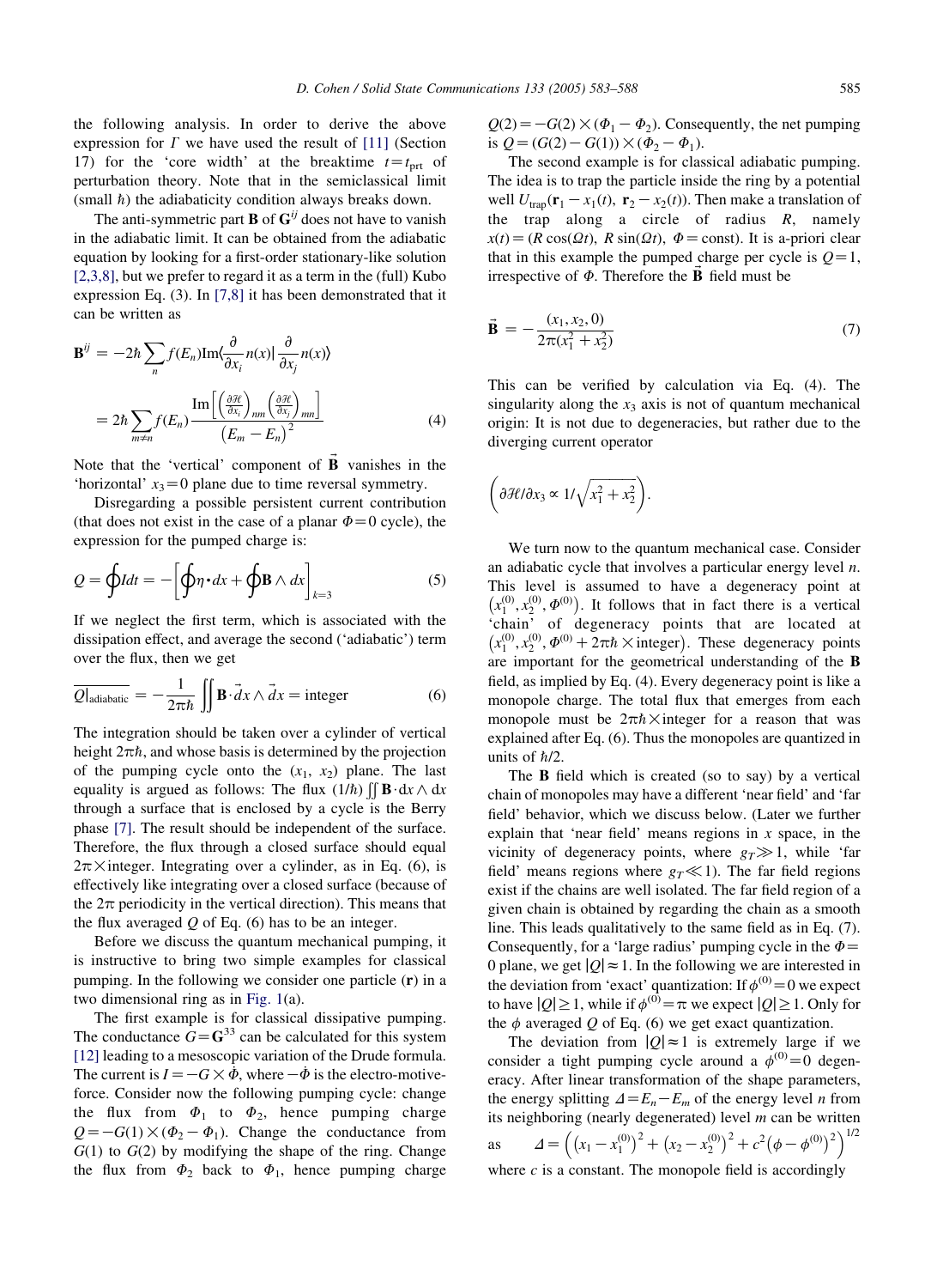the following analysis. In order to derive the above expression for $\Gamma$ we have used the result of [11] (Section 17) for the 'core width' at the breaktime $t = t_{\rm prt}$ of perturbation theory. Note that in the semiclassical limit (small $\hbar$) the adiabaticity condition always breaks down.

The anti-symmetric part $\mathbf{B}$ of $\mathbf{G}^{ij}$ does not have to vanish in the adiabatic limit. It can be obtained from the adiabatic equation by looking for a first-order stationary-like solution [2,3,8], but we prefer to regard it as a term in the (full) Kubo expression Eq. (3). In [7,8] it has been demonstrated that it can be written as

$$\mathbf{B}^{ij} = -2\hbar \sum_n f(E_n) \mathrm{Im}\langle \frac{\partial}{\partial x_i} n(x) | \frac{\partial}{\partial x_j} n(x) \rangle$$

$$= 2\hbar \sum_{m \neq n} f(E_n) \frac{\mathrm{Im}\left[ \left( \frac{\partial \mathcal{H}}{\partial x_i} \right)_{nm} \left( \frac{\partial \mathcal{H}}{\partial x_j} \right)_{mn} \right]}{\left( E_m - E_n \right)^2} \tag{4}$$

Note that the 'vertical' component of $\vec{\mathbf{B}}$ vanishes in the 'horizontal' $x_3 = 0$ plane due to time reversal symmetry.

Disregarding a possible persistent current contribution (that does not exist in the case of a planar $\Phi = 0$ cycle), the expression for the pumped charge is:

$$Q = \oint I dt = -\left[ \oint \eta \cdot dx + \oint \mathbf{B} \wedge dx \right]_{k=3} \tag{5}$$

If we neglect the first term, which is associated with the dissipation effect, and average the second ('adiabatic') term over the flux, then we get

$$\overline{Q|_{\rm adiabatic}} = -\frac{1}{2\pi\hbar} \iint \mathbf{B} \cdot \vec{d}x \wedge \vec{d}x = \text{integer} \tag{6}$$

The integration should be taken over a cylinder of vertical height $2\pi\hbar$, and whose basis is determined by the projection of the pumping cycle onto the $(x_1, x_2)$ plane. The last equality is argued as follows: The flux $(1/\hbar) \iint \mathbf{B} \cdot dx \wedge dx$ through a surface that is enclosed by a cycle is the Berry phase [7]. The result should be independent of the surface. Therefore, the flux through a closed surface should equal $2\pi \times$integer. Integrating over a cylinder, as in Eq. (6), is effectively like integrating over a closed surface (because of the $2\pi$ periodicity in the vertical direction). This means that the flux averaged $Q$ of Eq. (6) has to be an integer.

Before we discuss the quantum mechanical pumping, it is instructive to bring two simple examples for classical pumping. In the following we consider one particle ($\mathbf{r}$) in a two dimensional ring as in Fig. 1(a).

The first example is for classical dissipative pumping. The conductance $G = \mathbf{G}^{33}$ can be calculated for this system [12] leading to a mesoscopic variation of the Drude formula. The current is $I = -G \times \dot{\Phi}$, where $-\dot{\Phi}$ is the electro-motive-force. Consider now the following pumping cycle: change the flux from $\Phi_1$ to $\Phi_2$, hence pumping charge $Q = -G(1) \times (\Phi_2 - \Phi_1)$. Change the conductance from $G(1)$ to $G(2)$ by modifying the shape of the ring. Change the flux from $\Phi_2$ back to $\Phi_1$, hence pumping charge $Q(2) = -G(2) \times (\Phi_1 - \Phi_2)$. Consequently, the net pumping is $Q = (G(2) - G(1)) \times (\Phi_2 - \Phi_1)$.

The second example is for classical adiabatic pumping. The idea is to trap the particle inside the ring by a potential well $U_{\rm trap}(\mathbf{r}_1 - x_1(t),\ \mathbf{r}_2 - x_2(t))$. Then make a translation of the trap along a circle of radius $R$, namely $x(t) = (R\cos(\Omega t),\ R\sin(\Omega t),\ \Phi = \text{const})$. It is a-priori clear that in this example the pumped charge per cycle is $Q = 1$, irrespective of $\Phi$. Therefore the $\vec{\mathbf{B}}$ field must be

$$\vec{\mathbf{B}} = -\frac{(x_1, x_2, 0)}{2\pi(x_1^2 + x_2^2)} \tag{7}$$

This can be verified by calculation via Eq. (4). The singularity along the $x_3$ axis is not of quantum mechanical origin: It is not due to degeneracies, but rather due to the diverging current operator

$$\left( \partial \mathcal{H} / \partial x_3 \propto 1 / \sqrt{x_1^2 + x_2^2} \right).$$

We turn now to the quantum mechanical case. Consider an adiabatic cycle that involves a particular energy level $n$. This level is assumed to have a degeneracy point at $\left(x_1^{(0)}, x_2^{(0)}, \Phi^{(0)}\right)$. It follows that in fact there is a vertical 'chain' of degeneracy points that are located at $\left(x_1^{(0)}, x_2^{(0)}, \Phi^{(0)} + 2\pi\hbar \times \text{integer}\right)$. These degeneracy points are important for the geometrical understanding of the $\mathbf{B}$ field, as implied by Eq. (4). Every degeneracy point is like a monopole charge. The total flux that emerges from each monopole must be $2\pi\hbar \times$integer for a reason that was explained after Eq. (6). Thus the monopoles are quantized in units of $\hbar/2$.

The $\mathbf{B}$ field which is created (so to say) by a vertical chain of monopoles may have a different 'near field' and 'far field' behavior, which we discuss below. (Later we further explain that 'near field' means regions in $x$ space, in the vicinity of degeneracy points, where $g_T \gg 1$, while 'far field' means regions where $g_T \ll 1$). The far field regions exist if the chains are well isolated. The far field region of a given chain is obtained by regarding the chain as a smooth line. This leads qualitatively to the same field as in Eq. (7). Consequently, for a 'large radius' pumping cycle in the $\Phi = 0$ plane, we get $|Q| \approx 1$. In the following we are interested in the deviation from 'exact' quantization: If $\phi^{(0)} = 0$ we expect to have $|Q| \gtrsim 1$, while if $\phi^{(0)} = \pi$ we expect $|Q| \lesssim 1$. Only for the $\phi$ averaged $Q$ of Eq. (6) we get exact quantization.

The deviation from $|Q| \approx 1$ is extremely large if we consider a tight pumping cycle around a $\phi^{(0)} = 0$ degeneracy. After linear transformation of the shape parameters, the energy splitting $\Delta = E_n - E_m$ of the energy level $n$ from its neighboring (nearly degenerated) level $m$ can be written as $\Delta = \left( \left(x_1 - x_1^{(0)}\right)^2 + \left(x_2 - x_2^{(0)}\right)^2 + c^2\left(\phi - \phi^{(0)}\right)^2 \right)^{1/2}$ where $c$ is a constant. The monopole field is accordingly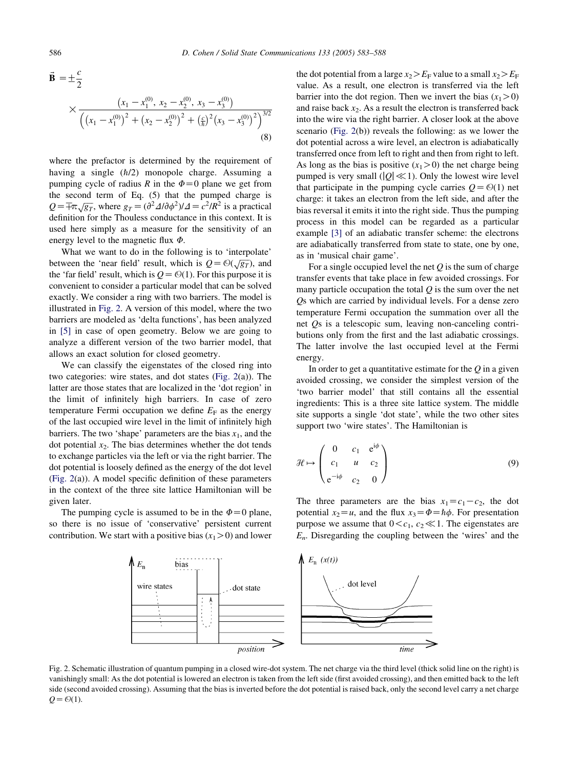$$\vec{\mathbf{B}} = \pm\frac{c}{2} \times \frac{\left(x_1 - x_1^{(0)},\ x_2 - x_2^{(0)},\ x_3 - x_3^{(0)}\right)}{\left(\left(x_1 - x_1^{(0)}\right)^2 + \left(x_2 - x_2^{(0)}\right)^2 + \left(\frac{c}{\hbar}\right)^2 \left(x_3 - x_3^{(0)}\right)^2\right)^{3/2}} \tag{8}$$

where the prefactor is determined by the requirement of having a single $(\hbar/2)$ monopole charge. Assuming a pumping cycle of radius $R$ in the $\Phi = 0$ plane we get from the second term of Eq. (5) that the pumped charge is $Q = \mp\pi\sqrt{g_T}$, where $g_T = (\partial^2 \Delta/\partial\phi^2)/\Delta = c^2/R^2$ is a practical definition for the Thouless conductance in this context. It is used here simply as a measure for the sensitivity of an energy level to the magnetic flux $\Phi$.

What we want to do in the following is to 'interpolate' between the 'near field' result, which is $Q = \mathcal{O}(\sqrt{g_T})$, and the 'far field' result, which is $Q = \mathcal{O}(1)$. For this purpose it is convenient to consider a particular model that can be solved exactly. We consider a ring with two barriers. The model is illustrated in Fig. 2. A version of this model, where the two barriers are modeled as 'delta functions', has been analyzed in [5] in case of open geometry. Below we are going to analyze a different version of the two barrier model, that allows an exact solution for closed geometry.

We can classify the eigenstates of the closed ring into two categories: wire states, and dot states (Fig. 2(a)). The latter are those states that are localized in the 'dot region' in the limit of infinitely high barriers. In case of zero temperature Fermi occupation we define $E_F$ as the energy of the last occupied wire level in the limit of infinitely high barriers. The two 'shape' parameters are the bias $x_1$, and the dot potential $x_2$. The bias determines whether the dot tends to exchange particles via the left or via the right barrier. The dot potential is loosely defined as the energy of the dot level (Fig. 2(a)). A model specific definition of these parameters in the context of the three site lattice Hamiltonian will be given later.

The pumping cycle is assumed to be in the $\Phi = 0$ plane, so there is no issue of 'conservative' persistent current contribution. We start with a positive bias ($x_1 > 0$) and lower the dot potential from a large $x_2 > E_F$ value to a small $x_2 > E_F$ value. As a result, one electron is transferred via the left barrier into the dot region. Then we invert the bias ($x_1 > 0$) and raise back $x_2$. As a result the electron is transferred back into the wire via the right barrier. A closer look at the above scenario (Fig. 2(b)) reveals the following: as we lower the dot potential across a wire level, an electron is adiabatically transferred once from left to right and then from right to left. As long as the bias is positive ($x_1 > 0$) the net charge being pumped is very small ($|Q| \ll 1$). Only the lowest wire level that participate in the pumping cycle carries $Q = \mathcal{O}(1)$ net charge: it takes an electron from the left side, and after the bias reversal it emits it into the right side. Thus the pumping process in this model can be regarded as a particular example [3] of an adiabatic transfer scheme: the electrons are adiabatically transferred from state to state, one by one, as in 'musical chair game'.

For a single occupied level the net $Q$ is the sum of charge transfer events that take place in few avoided crossings. For many particle occupation the total $Q$ is the sum over the net $Q$s which are carried by individual levels. For a dense zero temperature Fermi occupation the summation over all the net $Q$s is a telescopic sum, leaving non-canceling contributions only from the first and the last adiabatic crossings. The latter involve the last occupied level at the Fermi energy.

In order to get a quantitative estimate for the $Q$ in a given avoided crossing, we consider the simplest version of the 'two barrier model' that still contains all the essential ingredients: This is a three site lattice system. The middle site supports a single 'dot state', while the two other sites support two 'wire states'. The Hamiltonian is

$$\mathcal{H} \mapsto \begin{pmatrix} 0 & c_1 & e^{i\phi} \\ c_1 & u & c_2 \\ e^{-i\phi} & c_2 & 0 \end{pmatrix} \tag{9}$$

The three parameters are the bias $x_1 = c_1 - c_2$, the dot potential $x_2 = u$, and the flux $x_3 = \Phi = \hbar\phi$. For presentation purpose we assume that $0 < c_1,\ c_2 \ll 1$. The eigenstates are $E_n$. Disregarding the coupling between the 'wires' and the

Fig. 2. Schematic illustration of quantum pumping in a closed wire-dot system. The net charge via the third level (thick solid line on the right) is vanishingly small: As the dot potential is lowered an electron is taken from the left side (first avoided crossing), and then emitted back to the left side (second avoided crossing). Assuming that the bias is inverted before the dot potential is raised back, only the second level carry a net charge $Q = \mathcal{O}(1)$.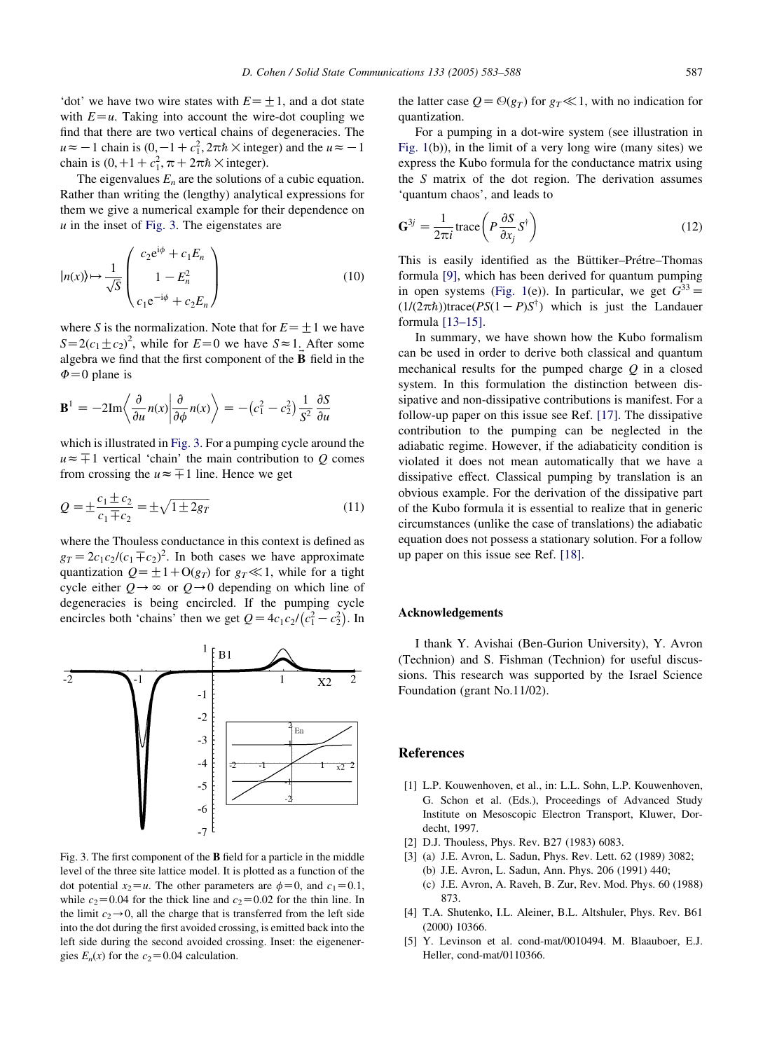'dot' we have two wire states with $E=\pm 1$, and a dot state with $E=u$. Taking into account the wire-dot coupling we find that there are two vertical chains of degeneracies. The $u\approx -1$ chain is $(0, -1+c_1^2, 2\pi\hbar \times \text{integer})$ and the $u\approx -1$ chain is $(0, +1+c_1^2, \pi+2\pi\hbar \times \text{integer})$.

The eigenvalues $E_n$ are the solutions of a cubic equation. Rather than writing the (lengthy) analytical expressions for them we give a numerical example for their dependence on $u$ in the inset of Fig. 3. The eigenstates are

$$|n(x)\rangle \mapsto \frac{1}{\sqrt{S}} \begin{pmatrix} c_2 e^{i\phi} + c_1 E_n \\ 1 - E_n^2 \\ c_1 e^{-i\phi} + c_2 E_n \end{pmatrix} \tag{10}$$

where $S$ is the normalization. Note that for $E=\pm 1$ we have $S=2(c_1 \pm c_2)^2$, while for $E=0$ we have $S\approx 1$. After some algebra we find that the first component of the $\vec{\mathbf{B}}$ field in the $\Phi=0$ plane is

$$\mathbf{B}^1 = -2\mathrm{Im}\left\langle \frac{\partial}{\partial u} n(x) \middle| \frac{\partial}{\partial \phi} n(x) \right\rangle = -(c_1^2 - c_2^2)\frac{1}{S^2}\frac{\partial S}{\partial u}$$

which is illustrated in Fig. 3. For a pumping cycle around the $u\approx \mp 1$ vertical 'chain' the main contribution to $Q$ comes from crossing the $u\approx \mp 1$ line. Hence we get

$$Q = \pm \frac{c_1 \pm c_2}{c_1 \mp c_2} = \pm\sqrt{1 \pm 2g_T} \tag{11}$$

where the Thouless conductance in this context is defined as $g_T = 2c_1c_2/(c_1 \mp c_2)^2$. In both cases we have approximate quantization $Q=\pm 1 + \mathrm{O}(g_T)$ for $g_T \ll 1$, while for a tight cycle either $Q\to\infty$ or $Q\to 0$ depending on which line of degeneracies is being encircled. If the pumping cycle encircles both 'chains' then we get $Q=4c_1c_2/(c_1^2 - c_2^2)$. In the latter case $Q=\mathcal{O}(g_T)$ for $g_T \ll 1$, with no indication for quantization.

Fig. 3. The first component of the **B** field for a particle in the middle level of the three site lattice model. It is plotted as a function of the dot potential $x_2=u$. The other parameters are $\phi=0$, and $c_1=0.1$, while $c_2=0.04$ for the thick line and $c_2=0.02$ for the thin line. In the limit $c_2\to 0$, all the charge that is transferred from the left side into the dot during the first avoided crossing, is emitted back into the left side during the second avoided crossing. Inset: the eigenenergies $E_n(x)$ for the $c_2=0.04$ calculation.

For a pumping in a dot-wire system (see illustration in Fig. 1(b)), in the limit of a very long wire (many sites) we express the Kubo formula for the conductance matrix using the $S$ matrix of the dot region. The derivation assumes 'quantum chaos', and leads to

$$\mathbf{G}^{3j} = \frac{1}{2\pi i}\,\mathrm{trace}\left(P\frac{\partial S}{\partial x_j}S^{\dagger}\right) \tag{12}$$

This is easily identified as the Büttiker–Prétre–Thomas formula [9], which has been derived for quantum pumping in open systems (Fig. 1(e)). In particular, we get $G^{33} = (1/(2\pi\hbar))\mathrm{trace}(PS(1-P)S^{\dagger})$ which is just the Landauer formula [13–15].

In summary, we have shown how the Kubo formalism can be used in order to derive both classical and quantum mechanical results for the pumped charge $Q$ in a closed system. In this formulation the distinction between dissipative and non-dissipative contributions is manifest. For a follow-up paper on this issue see Ref. [17]. The dissipative contribution to the pumping can be neglected in the adiabatic regime. However, if the adiabaticity condition is violated it does not mean automatically that we have a dissipative effect. Classical pumping by translation is an obvious example. For the derivation of the dissipative part of the Kubo formula it is essential to realize that in generic circumstances (unlike the case of translations) the adiabatic equation does not possess a stationary solution. For a follow up paper on this issue see Ref. [18].

## Acknowledgements

I thank Y. Avishai (Ben-Gurion University), Y. Avron (Technion) and S. Fishman (Technion) for useful discussions. This research was supported by the Israel Science Foundation (grant No.11/02).

## References

[1] L.P. Kouwenhoven, et al., in: L.L. Sohn, L.P. Kouwenhoven, G. Schon et al. (Eds.), Proceedings of Advanced Study Institute on Mesoscopic Electron Transport, Kluwer, Dordecht, 1997.

[2] D.J. Thouless, Phys. Rev. B27 (1983) 6083.

[3] (a) J.E. Avron, L. Sadun, Phys. Rev. Lett. 62 (1989) 3082;
(b) J.E. Avron, L. Sadun, Ann. Phys. 206 (1991) 440;
(c) J.E. Avron, A. Raveh, B. Zur, Rev. Mod. Phys. 60 (1988) 873.

[4] T.A. Shutenko, I.L. Aleiner, B.L. Altshuler, Phys. Rev. B61 (2000) 10366.

[5] Y. Levinson et al. cond-mat/0010494. M. Blaauboer, E.J. Heller, cond-mat/0110366.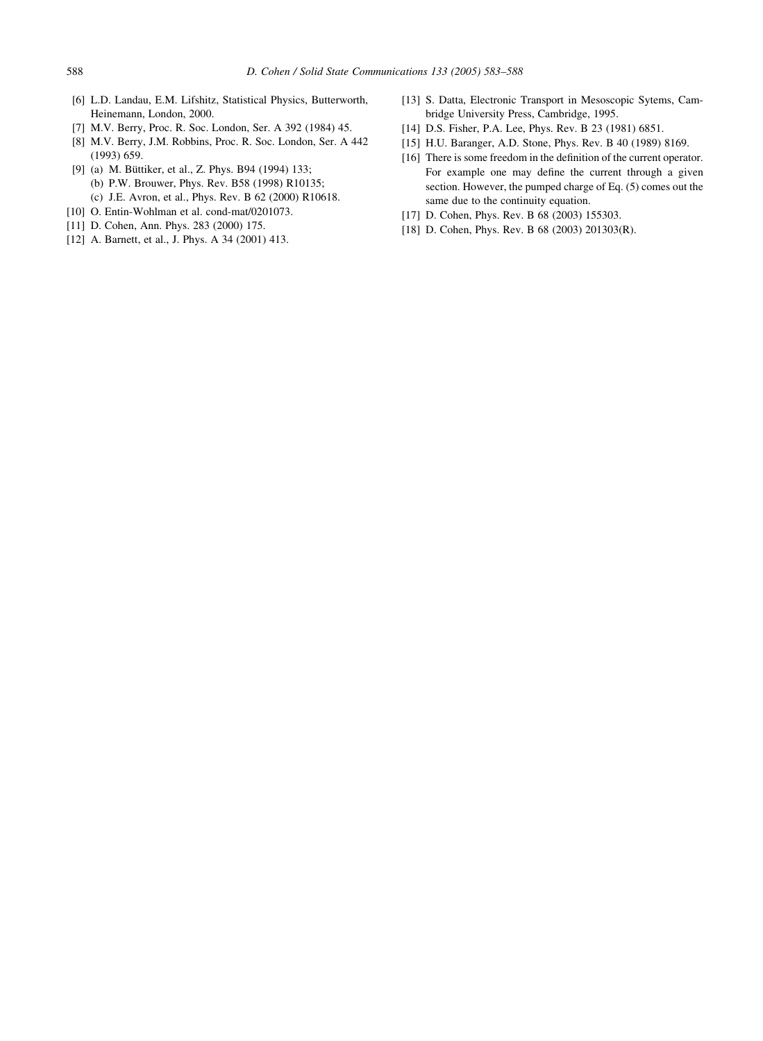[6] L.D. Landau, E.M. Lifshitz, Statistical Physics, Butterworth, Heinemann, London, 2000.

[7] M.V. Berry, Proc. R. Soc. London, Ser. A 392 (1984) 45.

[8] M.V. Berry, J.M. Robbins, Proc. R. Soc. London, Ser. A 442 (1993) 659.

[9] (a) M. Büttiker, et al., Z. Phys. B94 (1994) 133;
(b) P.W. Brouwer, Phys. Rev. B58 (1998) R10135;
(c) J.E. Avron, et al., Phys. Rev. B 62 (2000) R10618.

[10] O. Entin-Wohlman et al. cond-mat/0201073.

[11] D. Cohen, Ann. Phys. 283 (2000) 175.

[12] A. Barnett, et al., J. Phys. A 34 (2001) 413.

[13] S. Datta, Electronic Transport in Mesoscopic Sytems, Cambridge University Press, Cambridge, 1995.

[14] D.S. Fisher, P.A. Lee, Phys. Rev. B 23 (1981) 6851.

[15] H.U. Baranger, A.D. Stone, Phys. Rev. B 40 (1989) 8169.

[16] There is some freedom in the definition of the current operator. For example one may define the current through a given section. However, the pumped charge of Eq. (5) comes out the same due to the continuity equation.

[17] D. Cohen, Phys. Rev. B 68 (2003) 155303.

[18] D. Cohen, Phys. Rev. B 68 (2003) 201303(R).